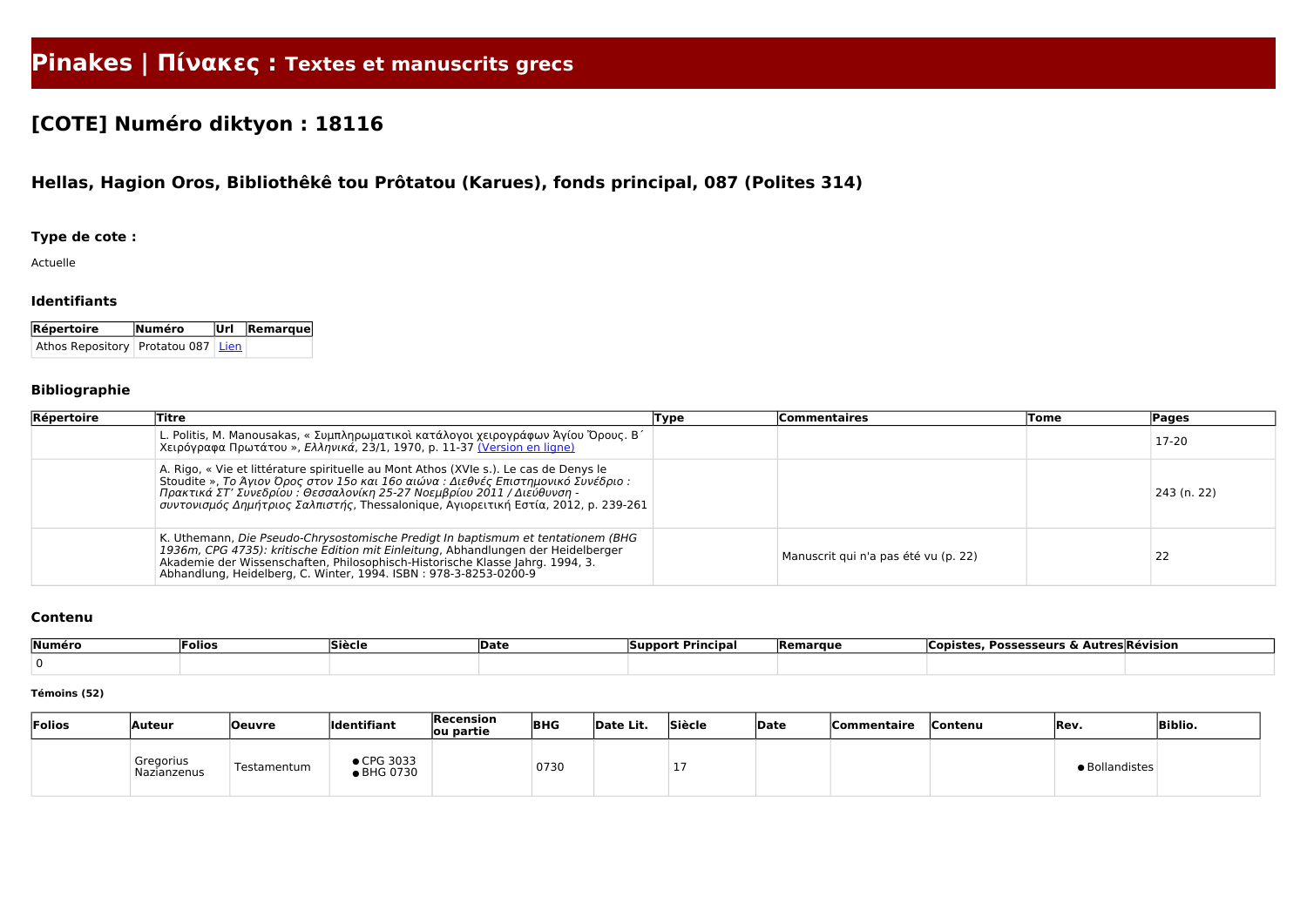# Pinakes | Πίνακες : Textes et manuscrits grecs

## [COTE] Numéro diktyon : 18116

### Hellas, Hagion Oros, Bibliothêkê tou Prôtatou (Karues), fonds principal, 087 (Polites 314)

#### Type de cote :

Actuelle

#### Identifiants

| Répertoire | Numéro | Url | Remarque |
|---|---|---|---|
| Athos Repository | Protatou 087 | Lien | |

#### Bibliographie

| Répertoire | Titre | Type | Commentaires | Tome | Pages |
|---|---|---|---|---|---|
| | L. Politis, M. Manousakas, « Συμπληρωματικοὶ κατάλογοι χειρογράφων Ἁγίου Ὄρους. Β΄ Χειρόγραφα Πρωτάτου », *Ελληνικά*, 23/1, 1970, p. 11-37 (Version en ligne) | | | | 17-20 |
| | A. Rigo, « Vie et littérature spirituelle au Mont Athos (XVIe s.). Le cas de Denys le Stoudite », *Το Άγιον Όρος στον 15ο και 16ο αιώνα : Διεθνές Επιστημονικό Συνέδριο : Πρακτικά ΣΤ' Συνεδρίου : Θεσσαλονίκη 25-27 Νοεμβρίου 2011 / Διεύθυνση - συντονισμός Δημήτριος Σαλπιστής*, Thessalonique, Αγιορειτική Εστία, 2012, p. 239-261 | | | | 243 (n. 22) |
| | K. Uthemann, *Die Pseudo-Chrysostomische Predigt In baptismum et tentationem (BHG 1936m, CPG 4735): kritische Edition mit Einleitung*, Abhandlungen der Heidelberger Akademie der Wissenschaften, Philosophisch-Historische Klasse Jahrg. 1994, 3. Abhandlung, Heidelberg, C. Winter, 1994. ISBN : 978-3-8253-0200-9 | | Manuscrit qui n'a pas été vu (p. 22) | | 22 |

#### Contenu

| Numéro | Folios | Siècle | Date | Support Principal | Remarque | Copistes, Possesseurs & Autres | Révision |
|---|---|---|---|---|---|---|---|
| 0 | | | | | | | |

##### Témoins (52)

| Folios | Auteur | Oeuvre | Identifiant | Recension ou partie | BHG | Date Lit. | Siècle | Date | Commentaire | Contenu | Rev. | Biblio. |
|---|---|---|---|---|---|---|---|---|---|---|---|---|
| | Gregorius Nazianzenus | Testamentum | • CPG 3033 • BHG 0730 | | 0730 | | 17 | | | | • Bollandistes | |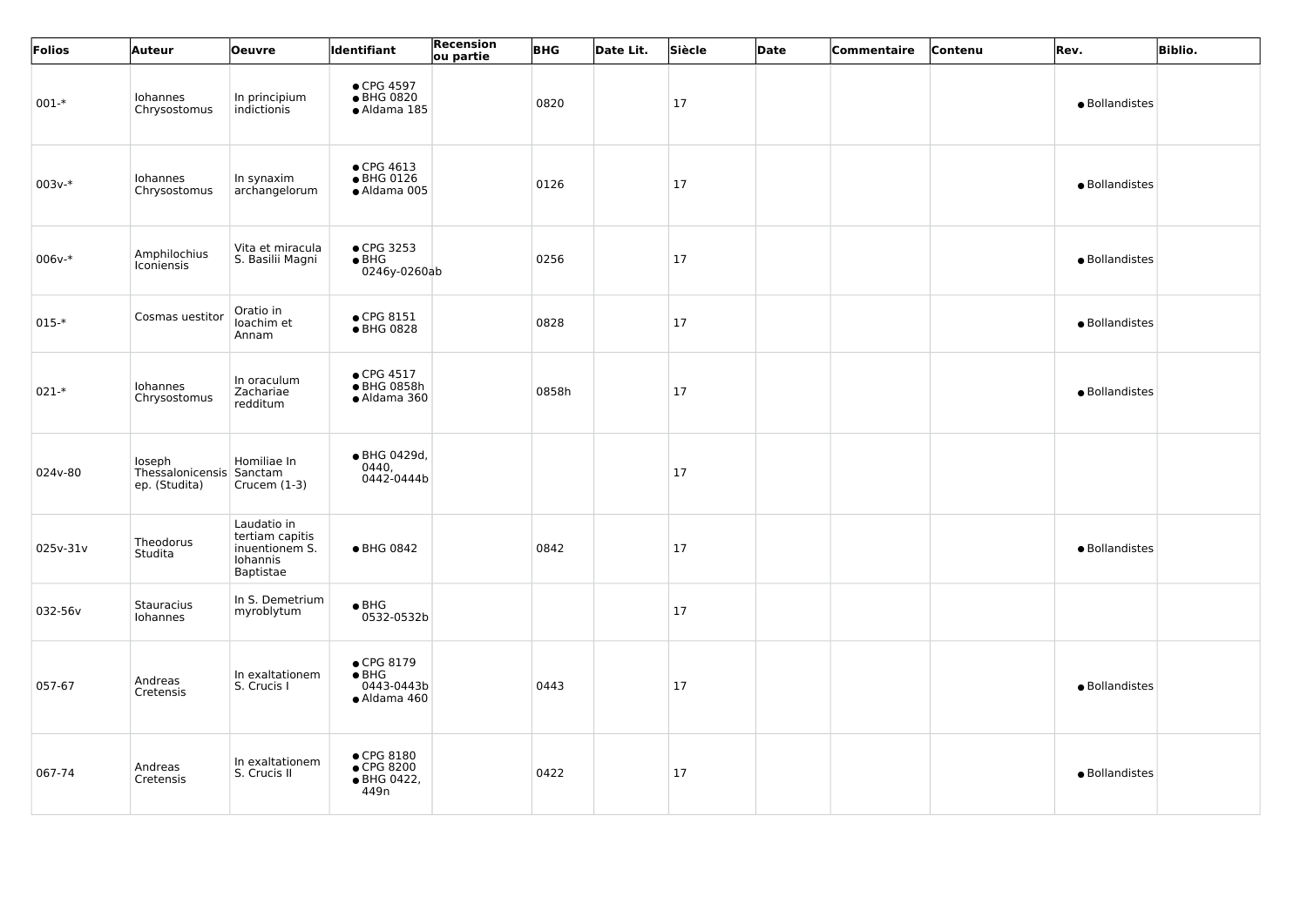| Folios | Auteur | Oeuvre | Identifiant | Recension ou partie | BHG | Date Lit. | Siècle | Date | Commentaire | Contenu | Rev. | Biblio. |
|---|---|---|---|---|---|---|---|---|---|---|---|---|
| 001-* | Iohannes Chrysostomus | In principium indictionis | • CPG 4597 • BHG 0820 • Aldama 185 | | 0820 | | 17 | | | | • Bollandistes | |
| 003v-* | Iohannes Chrysostomus | In synaxim archangelorum | • CPG 4613 • BHG 0126 • Aldama 005 | | 0126 | | 17 | | | | • Bollandistes | |
| 006v-* | Amphilochius Iconiensis | Vita et miracula S. Basilii Magni | • CPG 3253 • BHG 0246y-0260ab | | 0256 | | 17 | | | | • Bollandistes | |
| 015-* | Cosmas uestitor | Oratio in Ioachim et Annam | • CPG 8151 • BHG 0828 | | 0828 | | 17 | | | | • Bollandistes | |
| 021-* | Iohannes Chrysostomus | In oraculum Zachariae redditum | • CPG 4517 • BHG 0858h • Aldama 360 | | 0858h | | 17 | | | | • Bollandistes | |
| 024v-80 | Ioseph Thessalonicensis ep. (Studita) | Homiliae In Sanctam Crucem (1-3) | • BHG 0429d, 0440, 0442-0444b | | | | 17 | | | | | |
| 025v-31v | Theodorus Studita | Laudatio in tertiam capitis inuentionem S. Iohannis Baptistae | • BHG 0842 | | 0842 | | 17 | | | | • Bollandistes | |
| 032-56v | Stauracius Iohannes | In S. Demetrium myroblytum | • BHG 0532-0532b | | | | 17 | | | | | |
| 057-67 | Andreas Cretensis | In exaltationem S. Crucis I | • CPG 8179 • BHG 0443-0443b • Aldama 460 | | 0443 | | 17 | | | | • Bollandistes | |
| 067-74 | Andreas Cretensis | In exaltationem S. Crucis II | • CPG 8180 • CPG 8200 • BHG 0422, 449n | | 0422 | | 17 | | | | • Bollandistes | |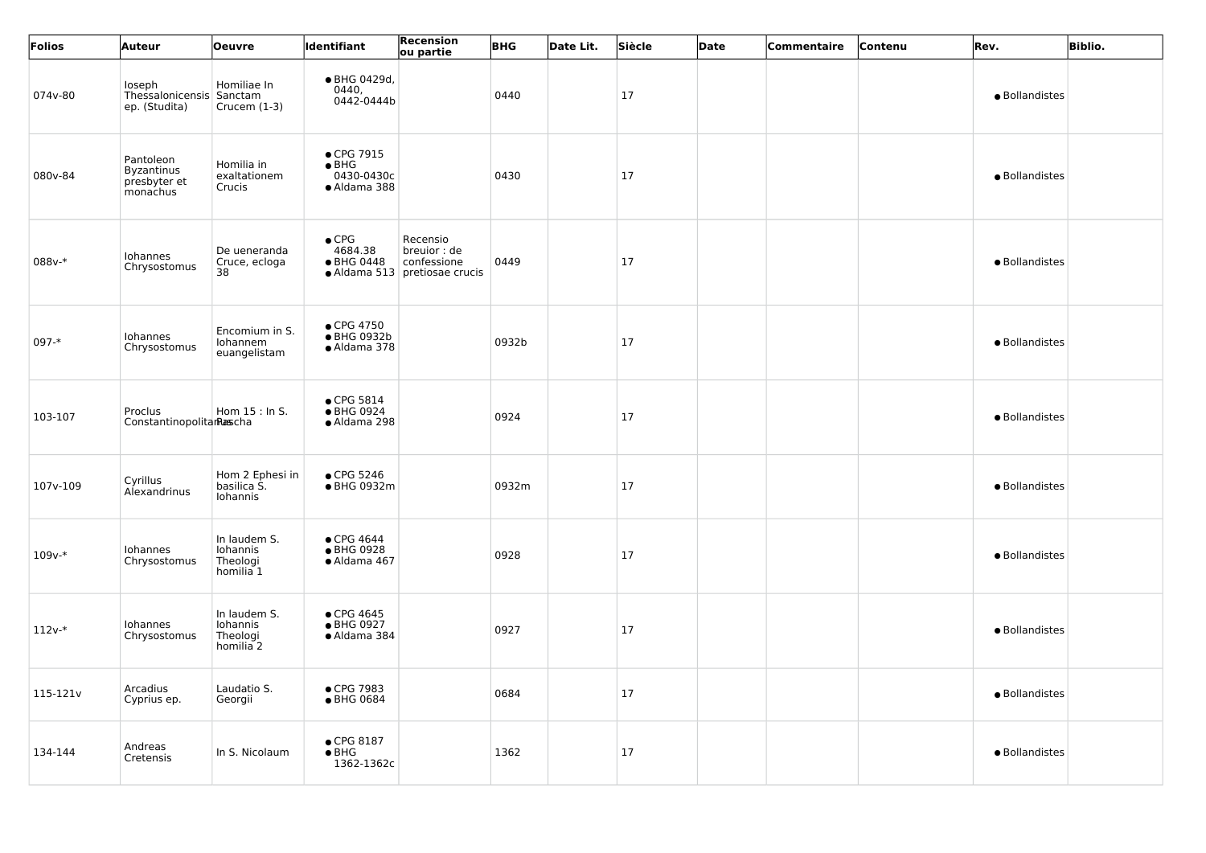| Folios | Auteur | Oeuvre | Identifiant | Recension ou partie | BHG | Date Lit. | Siècle | Date | Commentaire | Contenu | Rev. | Biblio. |
|---|---|---|---|---|---|---|---|---|---|---|---|---|
| 074v-80 | Ioseph Thessalonicensis ep. (Studita) | Homiliae In Sanctam Crucem (1-3) | • BHG 0429d, 0440, 0442-0444b | | 0440 | | 17 | | | | • Bollandistes | |
| 080v-84 | Pantoleon Byzantinus presbyter et monachus | Homilia in exaltationem Crucis | • CPG 7915 • BHG 0430-0430c • Aldama 388 | | 0430 | | 17 | | | | • Bollandistes | |
| 088v-* | Iohannes Chrysostomus | De ueneranda Cruce, ecloga 38 | • CPG 4684.38 • BHG 0448 • Aldama 513 | Recensio breuior : de confessione pretiosae crucis | 0449 | | 17 | | | | • Bollandistes | |
| 097-* | Iohannes Chrysostomus | Encomium in S. Iohannem euangelistam | • CPG 4750 • BHG 0932b • Aldama 378 | | 0932b | | 17 | | | | • Bollandistes | |
| 103-107 | Proclus Constantinopolitanus | Hom 15 : In S. Pascha | • CPG 5814 • BHG 0924 • Aldama 298 | | 0924 | | 17 | | | | • Bollandistes | |
| 107v-109 | Cyrillus Alexandrinus | Hom 2 Ephesi in basilica S. Iohannis | • CPG 5246 • BHG 0932m | | 0932m | | 17 | | | | • Bollandistes | |
| 109v-* | Iohannes Chrysostomus | In laudem S. Iohannis Theologi homilia 1 | • CPG 4644 • BHG 0928 • Aldama 467 | | 0928 | | 17 | | | | • Bollandistes | |
| 112v-* | Iohannes Chrysostomus | In laudem S. Iohannis Theologi homilia 2 | • CPG 4645 • BHG 0927 • Aldama 384 | | 0927 | | 17 | | | | • Bollandistes | |
| 115-121v | Arcadius Cyprius ep. | Laudatio S. Georgii | • CPG 7983 • BHG 0684 | | 0684 | | 17 | | | | • Bollandistes | |
| 134-144 | Andreas Cretensis | In S. Nicolaum | • CPG 8187 • BHG 1362-1362c | | 1362 | | 17 | | | | • Bollandistes | |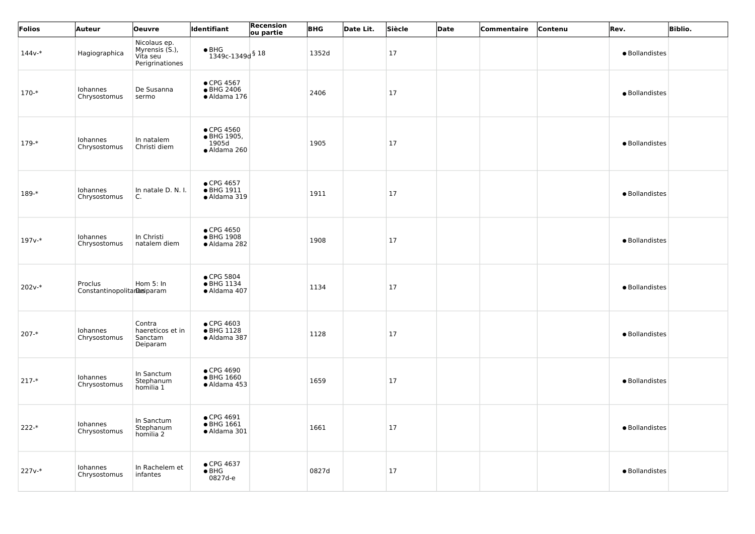| Folios | Auteur | Oeuvre | Identifiant | Recension ou partie | BHG | Date Lit. | Siècle | Date | Commentaire | Contenu | Rev. | Biblio. |
|---|---|---|---|---|---|---|---|---|---|---|---|---|
| 144v-* | Hagiographica | Nicolaus ep. Myrensis (S.), Vita seu Perigrinationes | ● BHG 1349c-1349d | § 18 | 1352d | | 17 | | | | ● Bollandistes | |
| 170-* | Iohannes Chrysostomus | De Susanna sermo | ● CPG 4567 ● BHG 2406 ● Aldama 176 | | 2406 | | 17 | | | | ● Bollandistes | |
| 179-* | Iohannes Chrysostomus | In natalem Christi diem | ● CPG 4560 ● BHG 1905, 1905d ● Aldama 260 | | 1905 | | 17 | | | | ● Bollandistes | |
| 189-* | Iohannes Chrysostomus | In natale D. N. I. C. | ● CPG 4657 ● BHG 1911 ● Aldama 319 | | 1911 | | 17 | | | | ● Bollandistes | |
| 197v-* | Iohannes Chrysostomus | In Christi natalem diem | ● CPG 4650 ● BHG 1908 ● Aldama 282 | | 1908 | | 17 | | | | ● Bollandistes | |
| 202v-* | Proclus Constantinopolitanus | Hom 5: In Deiparam | ● CPG 5804 ● BHG 1134 ● Aldama 407 | | 1134 | | 17 | | | | ● Bollandistes | |
| 207-* | Iohannes Chrysostomus | Contra haereticos et in Sanctam Deiparam | ● CPG 4603 ● BHG 1128 ● Aldama 387 | | 1128 | | 17 | | | | ● Bollandistes | |
| 217-* | Iohannes Chrysostomus | In Sanctum Stephanum homilia 1 | ● CPG 4690 ● BHG 1660 ● Aldama 453 | | 1659 | | 17 | | | | ● Bollandistes | |
| 222-* | Iohannes Chrysostomus | In Sanctum Stephanum homilia 2 | ● CPG 4691 ● BHG 1661 ● Aldama 301 | | 1661 | | 17 | | | | ● Bollandistes | |
| 227v-* | Iohannes Chrysostomus | In Rachelem et infantes | ● CPG 4637 ● BHG 0827d-e | | 0827d | | 17 | | | | ● Bollandistes | |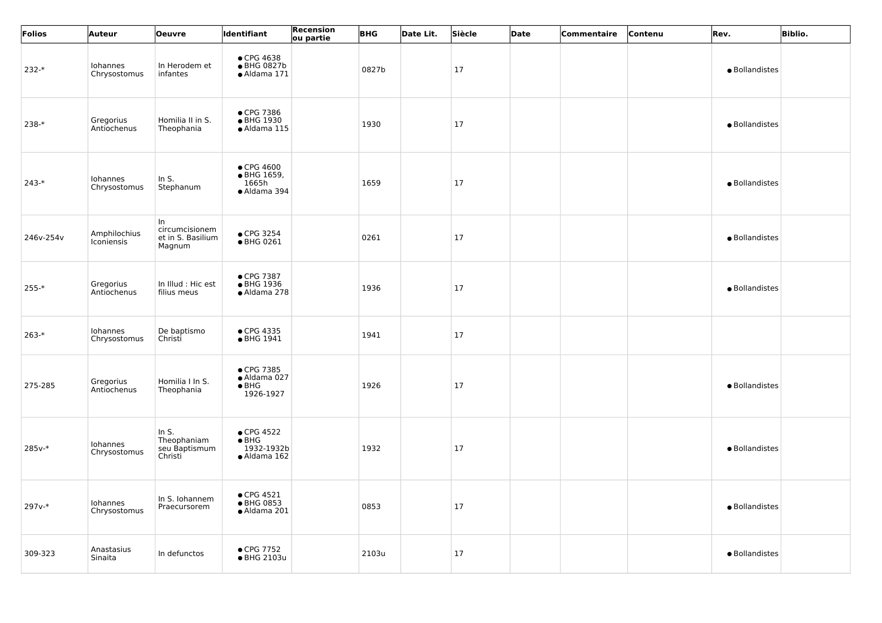| Folios | Auteur | Oeuvre | Identifiant | Recension ou partie | BHG | Date Lit. | Siècle | Date | Commentaire | Contenu | Rev. | Biblio. |
|---|---|---|---|---|---|---|---|---|---|---|---|---|
| 232-* | Iohannes Chrysostomus | In Herodem et infantes | • CPG 4638<br>• BHG 0827b<br>• Aldama 171 | | 0827b | | 17 | | | | • Bollandistes | |
| 238-* | Gregorius Antiochenus | Homilia II in S. Theophania | • CPG 7386<br>• BHG 1930<br>• Aldama 115 | | 1930 | | 17 | | | | • Bollandistes | |
| 243-* | Iohannes Chrysostomus | In S. Stephanum | • CPG 4600<br>• BHG 1659, 1665h<br>• Aldama 394 | | 1659 | | 17 | | | | • Bollandistes | |
| 246v-254v | Amphilochius Iconiensis | In circumcisionem et in S. Basilium Magnum | • CPG 3254<br>• BHG 0261 | | 0261 | | 17 | | | | • Bollandistes | |
| 255-* | Gregorius Antiochenus | In Illud : Hic est filius meus | • CPG 7387<br>• BHG 1936<br>• Aldama 278 | | 1936 | | 17 | | | | • Bollandistes | |
| 263-* | Iohannes Chrysostomus | De baptismo Christi | • CPG 4335<br>• BHG 1941 | | 1941 | | 17 | | | | | |
| 275-285 | Gregorius Antiochenus | Homilia I In S. Theophania | • CPG 7385<br>• Aldama 027<br>• BHG 1926-1927 | | 1926 | | 17 | | | | • Bollandistes | |
| 285v-* | Iohannes Chrysostomus | In S. Theophaniam seu Baptismum Christi | • CPG 4522<br>• BHG 1932-1932b<br>• Aldama 162 | | 1932 | | 17 | | | | • Bollandistes | |
| 297v-* | Iohannes Chrysostomus | In S. Iohannem Praecursorem | • CPG 4521<br>• BHG 0853<br>• Aldama 201 | | 0853 | | 17 | | | | • Bollandistes | |
| 309-323 | Anastasius Sinaita | In defunctos | • CPG 7752<br>• BHG 2103u | | 2103u | | 17 | | | | • Bollandistes | |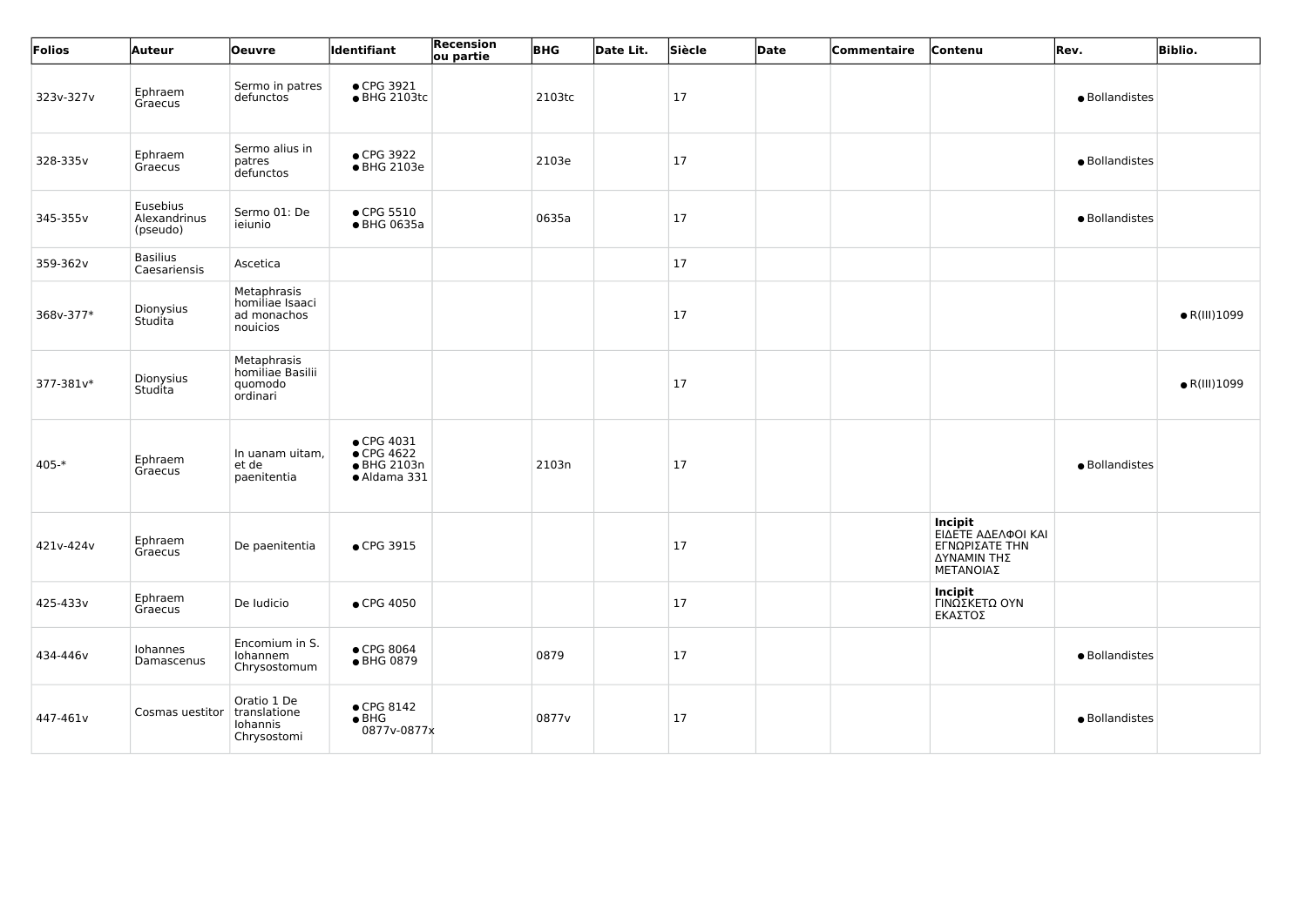| Folios | Auteur | Oeuvre | Identifiant | Recension ou partie | BHG | Date Lit. | Siècle | Date | Commentaire | Contenu | Rev. | Biblio. |
|---|---|---|---|---|---|---|---|---|---|---|---|---|
| 323v-327v | Ephraem Graecus | Sermo in patres defunctos | ● CPG 3921<br>● BHG 2103tc | | 2103tc | | 17 | | | | ● Bollandistes | |
| 328-335v | Ephraem Graecus | Sermo alius in patres defunctos | ● CPG 3922<br>● BHG 2103e | | 2103e | | 17 | | | | ● Bollandistes | |
| 345-355v | Eusebius Alexandrinus (pseudo) | Sermo 01: De ieiunio | ● CPG 5510<br>● BHG 0635a | | 0635a | | 17 | | | | ● Bollandistes | |
| 359-362v | Basilius Caesariensis | Ascetica | | | | | 17 | | | | | |
| 368v-377* | Dionysius Studita | Metaphrasis homiliae Isaaci ad monachos nouicios | | | | | 17 | | | | | ● R(III)1099 |
| 377-381v* | Dionysius Studita | Metaphrasis homiliae Basilii quomodo ordinari | | | | | 17 | | | | | ● R(III)1099 |
| 405-* | Ephraem Graecus | In uanam uitam, et de paenitentia | ● CPG 4031<br>● CPG 4622<br>● BHG 2103n<br>● Aldama 331 | | 2103n | | 17 | | | | ● Bollandistes | |
| 421v-424v | Ephraem Graecus | De paenitentia | ● CPG 3915 | | | | 17 | | | **Incipit**<br>ΕΙΔΕΤΕ ΑΔΕΛΦΟΙ ΚΑΙ ΕΓΝΩΡΙΣΑΤΕ ΤΗΝ ΔΥΝΑΜΙΝ ΤΗΣ ΜΕΤΑΝΟΙΑΣ | | |
| 425-433v | Ephraem Graecus | De Iudicio | ● CPG 4050 | | | | 17 | | | **Incipit**<br>ΓΙΝΩΣΚΕΤΩ ΟΥΝ ΕΚΑΣΤΟΣ | | |
| 434-446v | Iohannes Damascenus | Encomium in S. Iohannem Chrysostomum | ● CPG 8064<br>● BHG 0879 | | 0879 | | 17 | | | | ● Bollandistes | |
| 447-461v | Cosmas uestitor | Oratio 1 De translatione Iohannis Chrysostomi | ● CPG 8142<br>● BHG 0877v-0877x | | 0877v | | 17 | | | | ● Bollandistes | |